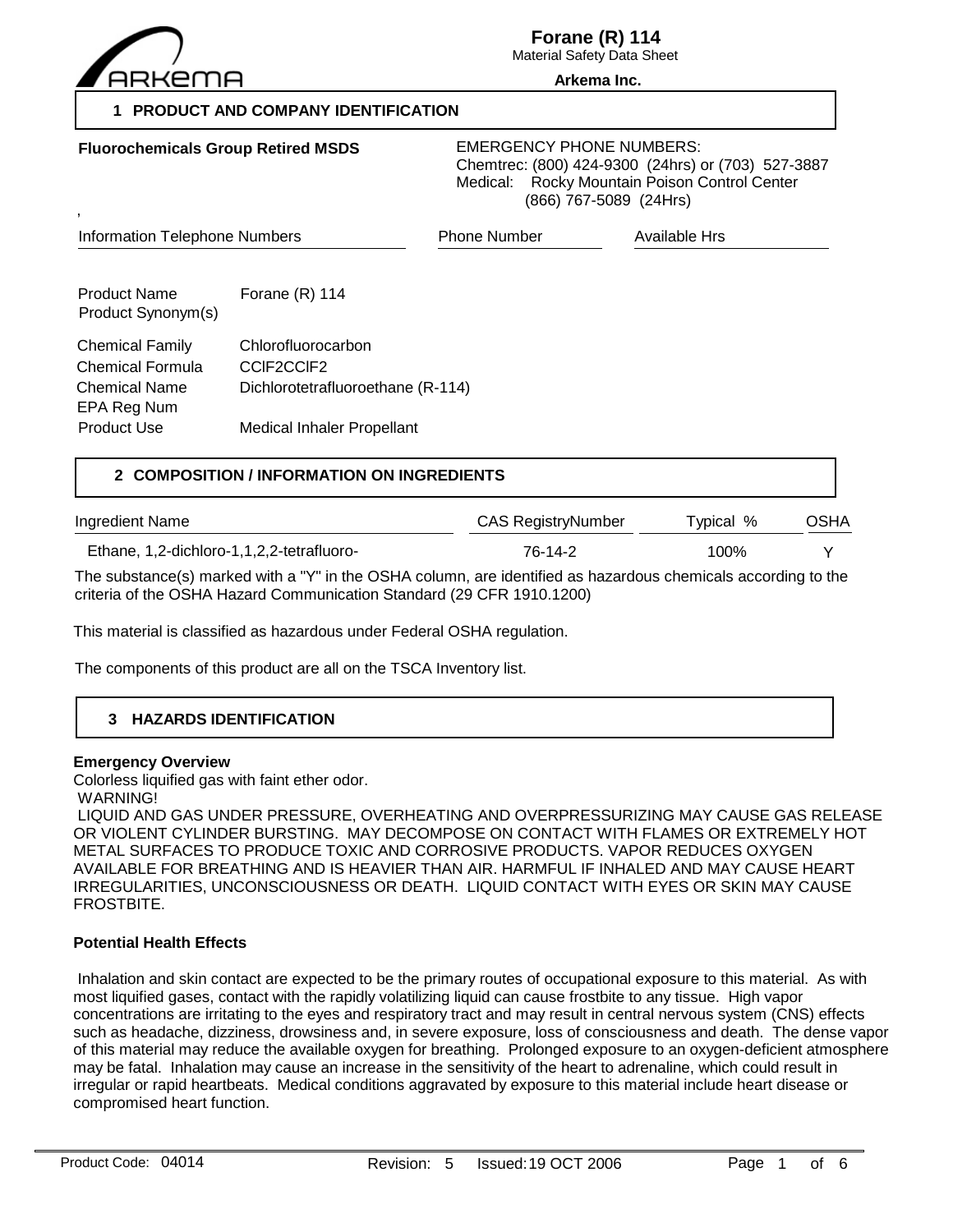**Forane (R) 114**

Material Safety Data Sheet

**Arkema Inc.**

## 1 PRODUCT AND COMPANY IDENTIFICATION

**Fluorochemicals Group Retired MSDS**

EMERGENCY PHONE NUMBERS:
Chemtrec: (800) 424-9300 (24hrs) or (703) 527-3887
Medical: Rocky Mountain Poison Control Center
(866) 767-5089 (24Hrs)

,

| Information Telephone Numbers | Phone Number | Available Hrs |
|---|---|---|

| | |
|---|---|
| Product Name | Forane (R) 114 |
| Product Synonym(s) | |
| Chemical Family | Chlorofluorocarbon |
| Chemical Formula | CClF2CClF2 |
| Chemical Name | Dichlorotetrafluoroethane (R-114) |
| EPA Reg Num | |
| Product Use | Medical Inhaler Propellant |

## 2 COMPOSITION / INFORMATION ON INGREDIENTS

| Ingredient Name | CAS RegistryNumber | Typical % | OSHA |
|---|---|---|---|
| Ethane, 1,2-dichloro-1,1,2,2-tetrafluoro- | 76-14-2 | 100% | Y |

The substance(s) marked with a "Y" in the OSHA column, are identified as hazardous chemicals according to the criteria of the OSHA Hazard Communication Standard (29 CFR 1910.1200)

This material is classified as hazardous under Federal OSHA regulation.

The components of this product are all on the TSCA Inventory list.

## 3 HAZARDS IDENTIFICATION

**Emergency Overview**

Colorless liquified gas with faint ether odor.

WARNING!

LIQUID AND GAS UNDER PRESSURE, OVERHEATING AND OVERPRESSURIZING MAY CAUSE GAS RELEASE OR VIOLENT CYLINDER BURSTING. MAY DECOMPOSE ON CONTACT WITH FLAMES OR EXTREMELY HOT METAL SURFACES TO PRODUCE TOXIC AND CORROSIVE PRODUCTS. VAPOR REDUCES OXYGEN AVAILABLE FOR BREATHING AND IS HEAVIER THAN AIR. HARMFUL IF INHALED AND MAY CAUSE HEART IRREGULARITIES, UNCONSCIOUSNESS OR DEATH. LIQUID CONTACT WITH EYES OR SKIN MAY CAUSE FROSTBITE.

**Potential Health Effects**

Inhalation and skin contact are expected to be the primary routes of occupational exposure to this material. As with most liquified gases, contact with the rapidly volatilizing liquid can cause frostbite to any tissue. High vapor concentrations are irritating to the eyes and respiratory tract and may result in central nervous system (CNS) effects such as headache, dizziness, drowsiness and, in severe exposure, loss of consciousness and death. The dense vapor of this material may reduce the available oxygen for breathing. Prolonged exposure to an oxygen-deficient atmosphere may be fatal. Inhalation may cause an increase in the sensitivity of the heart to adrenaline, which could result in irregular or rapid heartbeats. Medical conditions aggravated by exposure to this material include heart disease or compromised heart function.

Product Code: 04014 Revision: 5 Issued: 19 OCT 2006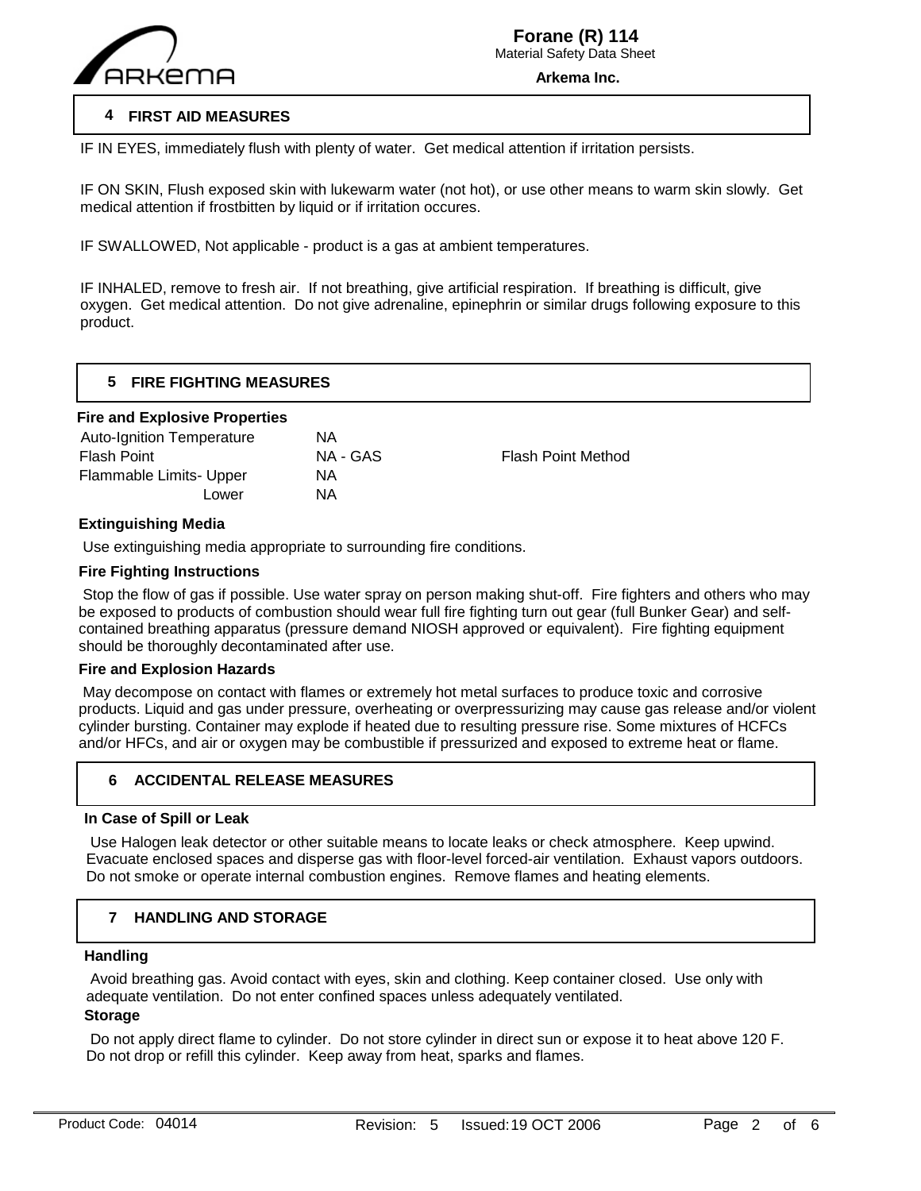## 4 FIRST AID MEASURES

IF IN EYES, immediately flush with plenty of water. Get medical attention if irritation persists.

IF ON SKIN, Flush exposed skin with lukewarm water (not hot), or use other means to warm skin slowly. Get medical attention if frostbitten by liquid or if irritation occures.

IF SWALLOWED, Not applicable - product is a gas at ambient temperatures.

IF INHALED, remove to fresh air. If not breathing, give artificial respiration. If breathing is difficult, give oxygen. Get medical attention. Do not give adrenaline, epinephrin or similar drugs following exposure to this product.

## 5 FIRE FIGHTING MEASURES

**Fire and Explosive Properties**

| | | |
|---|---|---|
| Auto-Ignition Temperature | NA | |
| Flash Point | NA - GAS | Flash Point Method |
| Flammable Limits- Upper | NA | |
| Lower | NA | |

**Extinguishing Media**

Use extinguishing media appropriate to surrounding fire conditions.

**Fire Fighting Instructions**

Stop the flow of gas if possible. Use water spray on person making shut-off. Fire fighters and others who may be exposed to products of combustion should wear full fire fighting turn out gear (full Bunker Gear) and self-contained breathing apparatus (pressure demand NIOSH approved or equivalent). Fire fighting equipment should be thoroughly decontaminated after use.

**Fire and Explosion Hazards**

May decompose on contact with flames or extremely hot metal surfaces to produce toxic and corrosive products. Liquid and gas under pressure, overheating or overpressurizing may cause gas release and/or violent cylinder bursting. Container may explode if heated due to resulting pressure rise. Some mixtures of HCFCs and/or HFCs, and air or oxygen may be combustible if pressurized and exposed to extreme heat or flame.

## 6 ACCIDENTAL RELEASE MEASURES

**In Case of Spill or Leak**

Use Halogen leak detector or other suitable means to locate leaks or check atmosphere. Keep upwind. Evacuate enclosed spaces and disperse gas with floor-level forced-air ventilation. Exhaust vapors outdoors. Do not smoke or operate internal combustion engines. Remove flames and heating elements.

## 7 HANDLING AND STORAGE

**Handling**

Avoid breathing gas. Avoid contact with eyes, skin and clothing. Keep container closed. Use only with adequate ventilation. Do not enter confined spaces unless adequately ventilated.

**Storage**

Do not apply direct flame to cylinder. Do not store cylinder in direct sun or expose it to heat above 120 F. Do not drop or refill this cylinder. Keep away from heat, sparks and flames.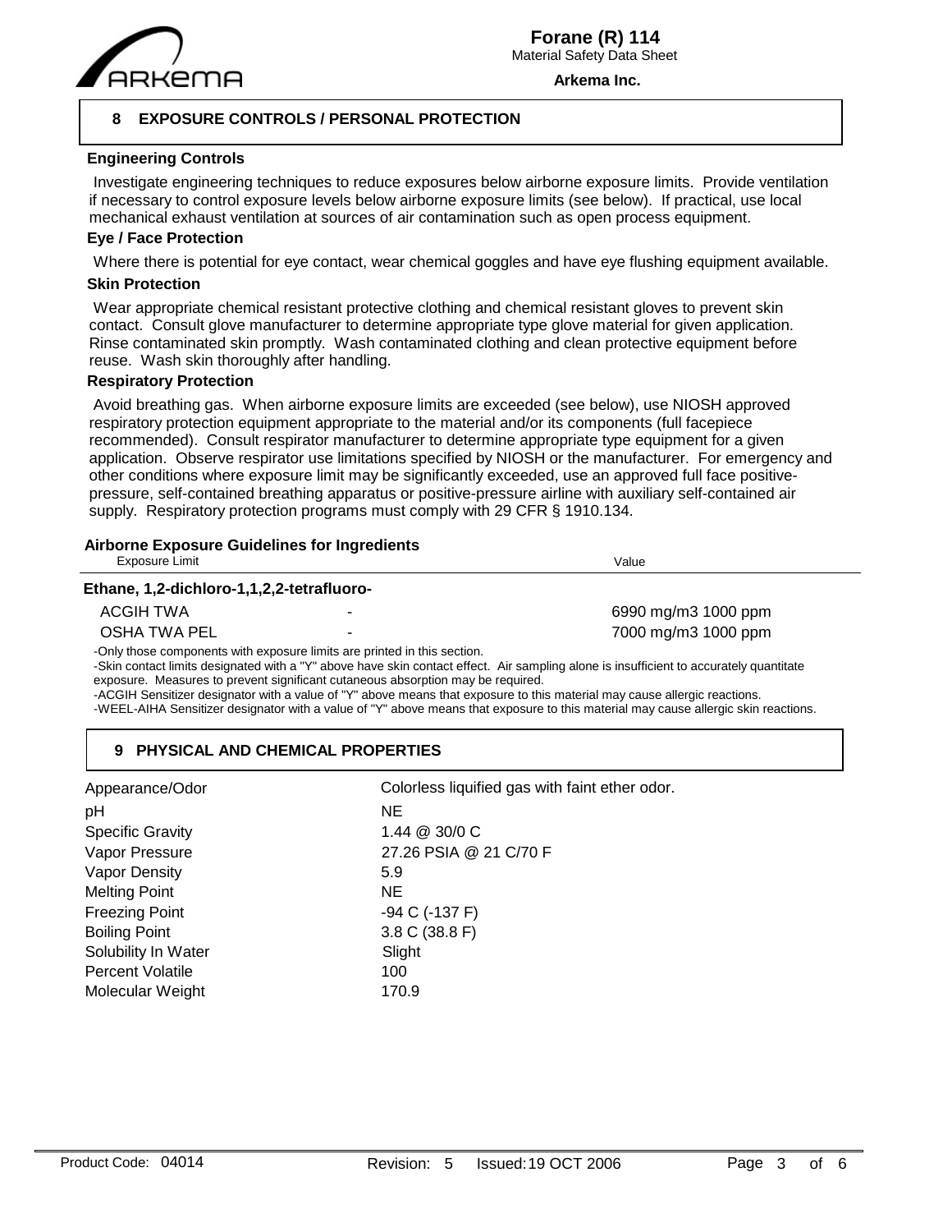## 8 EXPOSURE CONTROLS / PERSONAL PROTECTION

### Engineering Controls

Investigate engineering techniques to reduce exposures below airborne exposure limits. Provide ventilation if necessary to control exposure levels below airborne exposure limits (see below). If practical, use local mechanical exhaust ventilation at sources of air contamination such as open process equipment.

### Eye / Face Protection

Where there is potential for eye contact, wear chemical goggles and have eye flushing equipment available.

### Skin Protection

Wear appropriate chemical resistant protective clothing and chemical resistant gloves to prevent skin contact. Consult glove manufacturer to determine appropriate type glove material for given application. Rinse contaminated skin promptly. Wash contaminated clothing and clean protective equipment before reuse. Wash skin thoroughly after handling.

### Respiratory Protection

Avoid breathing gas. When airborne exposure limits are exceeded (see below), use NIOSH approved respiratory protection equipment appropriate to the material and/or its components (full facepiece recommended). Consult respirator manufacturer to determine appropriate type equipment for a given application. Observe respirator use limitations specified by NIOSH or the manufacturer. For emergency and other conditions where exposure limit may be significantly exceeded, use an approved full face positive-pressure, self-contained breathing apparatus or positive-pressure airline with auxiliary self-contained air supply. Respiratory protection programs must comply with 29 CFR § 1910.134.

### Airborne Exposure Guidelines for Ingredients

| Exposure Limit | | Value |
|---|---|---|
| **Ethane, 1,2-dichloro-1,1,2,2-tetrafluoro-** | | |
| ACGIH TWA | - | 6990 mg/m3 1000 ppm |
| OSHA TWA PEL | - | 7000 mg/m3 1000 ppm |

-Only those components with exposure limits are printed in this section.
-Skin contact limits designated with a "Y" above have skin contact effect. Air sampling alone is insufficient to accurately quantitate exposure. Measures to prevent significant cutaneous absorption may be required.
-ACGIH Sensitizer designator with a value of "Y" above means that exposure to this material may cause allergic reactions.
-WEEL-AIHA Sensitizer designator with a value of "Y" above means that exposure to this material may cause allergic skin reactions.

## 9 PHYSICAL AND CHEMICAL PROPERTIES

| Property | Value |
|---|---|
| Appearance/Odor | Colorless liquified gas with faint ether odor. |
| pH | NE |
| Specific Gravity | 1.44 @ 30/0 C |
| Vapor Pressure | 27.26 PSIA @ 21 C/70 F |
| Vapor Density | 5.9 |
| Melting Point | NE |
| Freezing Point | -94 C (-137 F) |
| Boiling Point | 3.8 C (38.8 F) |
| Solubility In Water | Slight |
| Percent Volatile | 100 |
| Molecular Weight | 170.9 |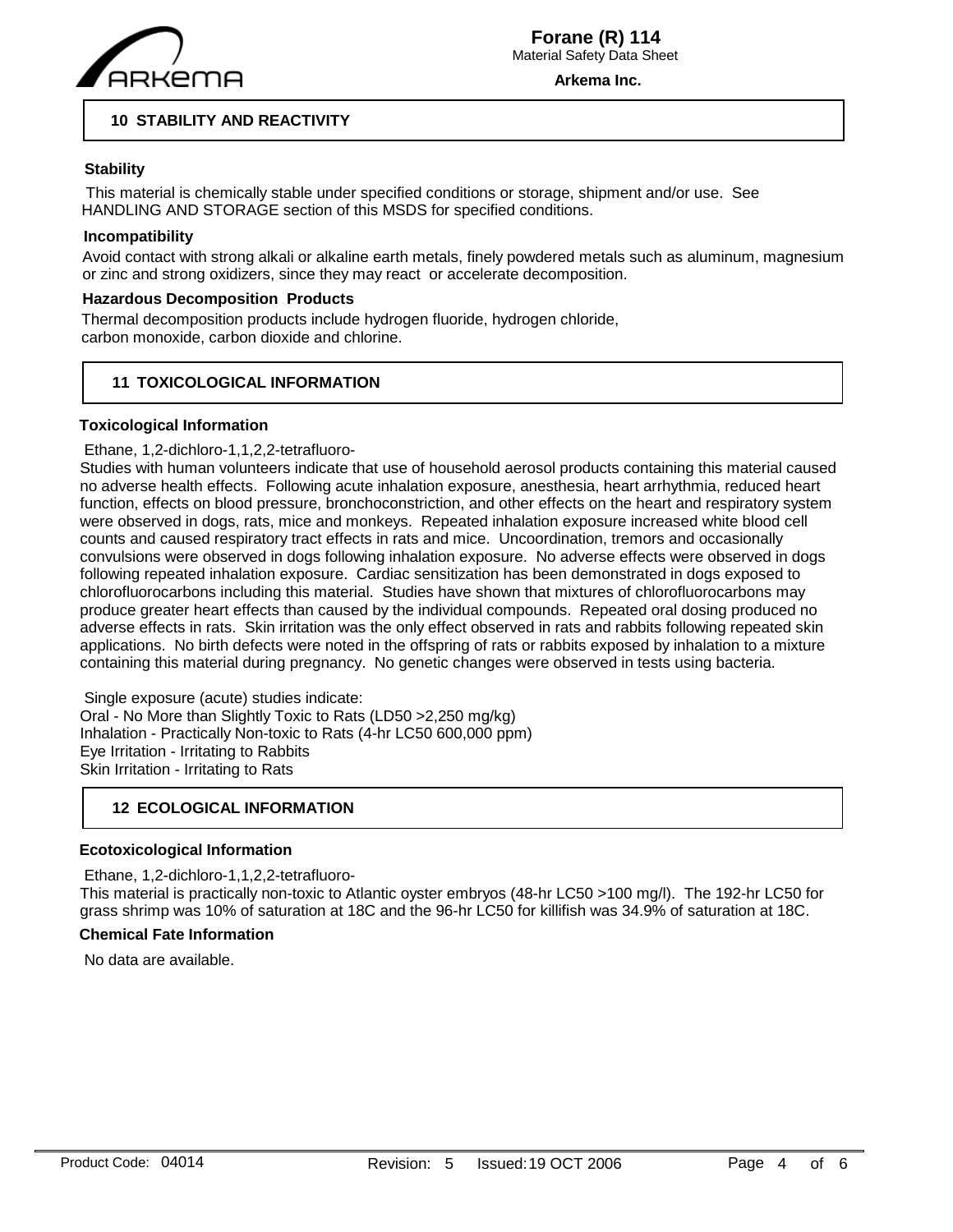## 10 STABILITY AND REACTIVITY

### Stability

This material is chemically stable under specified conditions or storage, shipment and/or use. See HANDLING AND STORAGE section of this MSDS for specified conditions.

### Incompatibility

Avoid contact with strong alkali or alkaline earth metals, finely powdered metals such as aluminum, magnesium or zinc and strong oxidizers, since they may react or accelerate decomposition.

### Hazardous Decomposition Products

Thermal decomposition products include hydrogen fluoride, hydrogen chloride, carbon monoxide, carbon dioxide and chlorine.

## 11 TOXICOLOGICAL INFORMATION

### Toxicological Information

Ethane, 1,2-dichloro-1,1,2,2-tetrafluoro-

Studies with human volunteers indicate that use of household aerosol products containing this material caused no adverse health effects. Following acute inhalation exposure, anesthesia, heart arrhythmia, reduced heart function, effects on blood pressure, bronchoconstriction, and other effects on the heart and respiratory system were observed in dogs, rats, mice and monkeys. Repeated inhalation exposure increased white blood cell counts and caused respiratory tract effects in rats and mice. Uncoordination, tremors and occasionally convulsions were observed in dogs following inhalation exposure. No adverse effects were observed in dogs following repeated inhalation exposure. Cardiac sensitization has been demonstrated in dogs exposed to chlorofluorocarbons including this material. Studies have shown that mixtures of chlorofluorocarbons may produce greater heart effects than caused by the individual compounds. Repeated oral dosing produced no adverse effects in rats. Skin irritation was the only effect observed in rats and rabbits following repeated skin applications. No birth defects were noted in the offspring of rats or rabbits exposed by inhalation to a mixture containing this material during pregnancy. No genetic changes were observed in tests using bacteria.

Single exposure (acute) studies indicate:
Oral - No More than Slightly Toxic to Rats (LD50 >2,250 mg/kg)
Inhalation - Practically Non-toxic to Rats (4-hr LC50 600,000 ppm)
Eye Irritation - Irritating to Rabbits
Skin Irritation - Irritating to Rats

## 12 ECOLOGICAL INFORMATION

### Ecotoxicological Information

Ethane, 1,2-dichloro-1,1,2,2-tetrafluoro-

This material is practically non-toxic to Atlantic oyster embryos (48-hr LC50 >100 mg/l). The 192-hr LC50 for grass shrimp was 10% of saturation at 18C and the 96-hr LC50 for killifish was 34.9% of saturation at 18C.

### Chemical Fate Information

No data are available.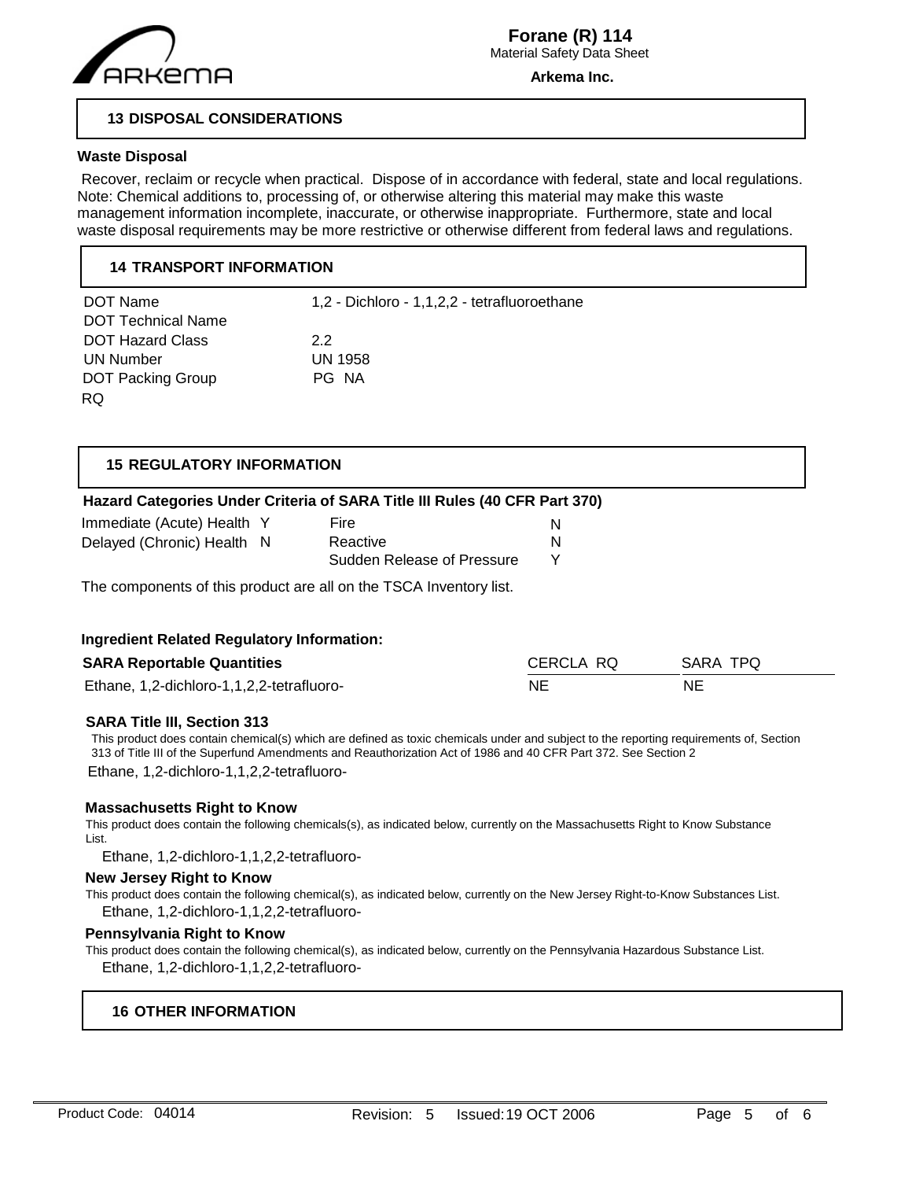## 13 DISPOSAL CONSIDERATIONS

**Waste Disposal**

Recover, reclaim or recycle when practical. Dispose of in accordance with federal, state and local regulations. Note: Chemical additions to, processing of, or otherwise altering this material may make this waste management information incomplete, inaccurate, or otherwise inappropriate. Furthermore, state and local waste disposal requirements may be more restrictive or otherwise different from federal laws and regulations.

## 14 TRANSPORT INFORMATION

| | |
|---|---|
| DOT Name | 1,2 - Dichloro - 1,1,2,2 - tetrafluoroethane |
| DOT Technical Name | |
| DOT Hazard Class | 2.2 |
| UN Number | UN 1958 |
| DOT Packing Group | PG NA |
| RQ | |

## 15 REGULATORY INFORMATION

**Hazard Categories Under Criteria of SARA Title III Rules (40 CFR Part 370)**

| | | | |
|---|---|---|---|
| Immediate (Acute) Health | Y | Fire | N |
| Delayed (Chronic) Health | N | Reactive | N |
| | | Sudden Release of Pressure | Y |

The components of this product are all on the TSCA Inventory list.

**Ingredient Related Regulatory Information:**

| SARA Reportable Quantities | CERCLA RQ | SARA TPQ |
|---|---|---|
| Ethane, 1,2-dichloro-1,1,2,2-tetrafluoro- | NE | NE |

**SARA Title III, Section 313**

This product does contain chemical(s) which are defined as toxic chemicals under and subject to the reporting requirements of, Section 313 of Title III of the Superfund Amendments and Reauthorization Act of 1986 and 40 CFR Part 372. See Section 2

Ethane, 1,2-dichloro-1,1,2,2-tetrafluoro-

**Massachusetts Right to Know**

This product does contain the following chemicals(s), as indicated below, currently on the Massachusetts Right to Know Substance List.

Ethane, 1,2-dichloro-1,1,2,2-tetrafluoro-

**New Jersey Right to Know**

This product does contain the following chemical(s), as indicated below, currently on the New Jersey Right-to-Know Substances List.

Ethane, 1,2-dichloro-1,1,2,2-tetrafluoro-

**Pennsylvania Right to Know**

This product does contain the following chemical(s), as indicated below, currently on the Pennsylvania Hazardous Substance List.

Ethane, 1,2-dichloro-1,1,2,2-tetrafluoro-

## 16 OTHER INFORMATION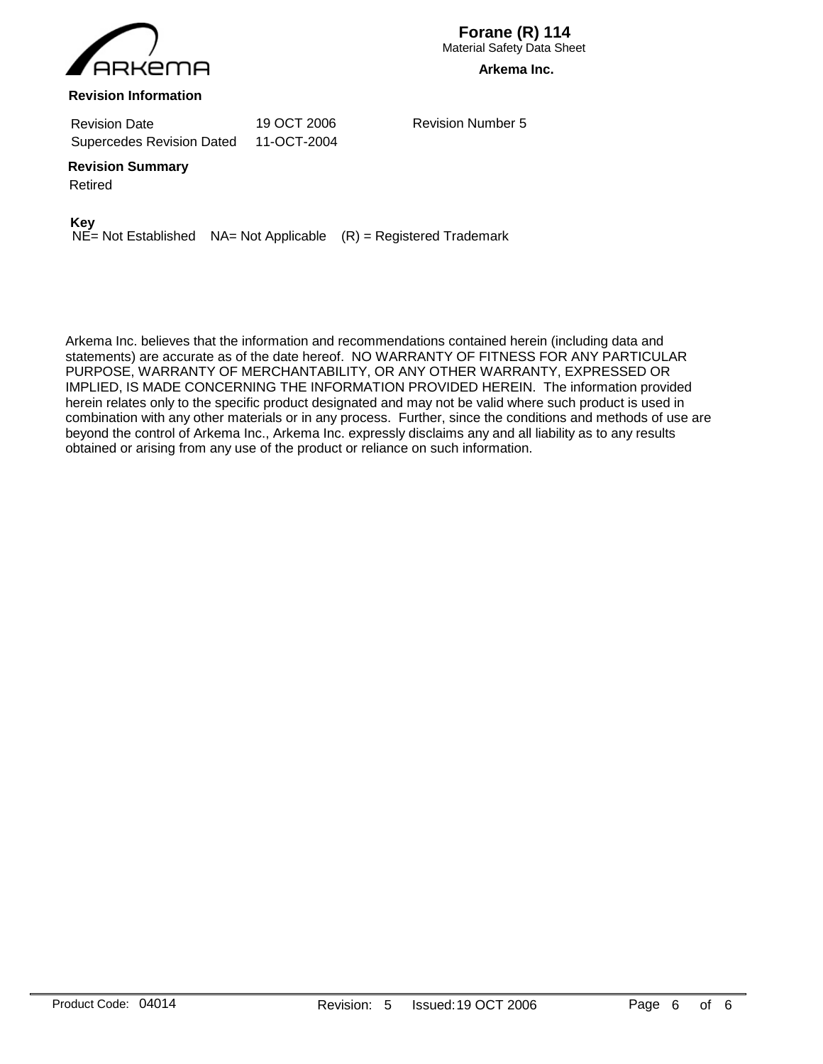## Revision Information

| | | |
|---|---|---|
| Revision Date | 19 OCT 2006 | Revision Number 5 |
| Supercedes Revision Dated | 11-OCT-2004 | |

### Revision Summary

Retired

**Key**
NE= Not Established    NA= Not Applicable    (R) = Registered Trademark

Arkema Inc. believes that the information and recommendations contained herein (including data and statements) are accurate as of the date hereof. NO WARRANTY OF FITNESS FOR ANY PARTICULAR PURPOSE, WARRANTY OF MERCHANTABILITY, OR ANY OTHER WARRANTY, EXPRESSED OR IMPLIED, IS MADE CONCERNING THE INFORMATION PROVIDED HEREIN. The information provided herein relates only to the specific product designated and may not be valid where such product is used in combination with any other materials or in any process. Further, since the conditions and methods of use are beyond the control of Arkema Inc., Arkema Inc. expressly disclaims any and all liability as to any results obtained or arising from any use of the product or reliance on such information.